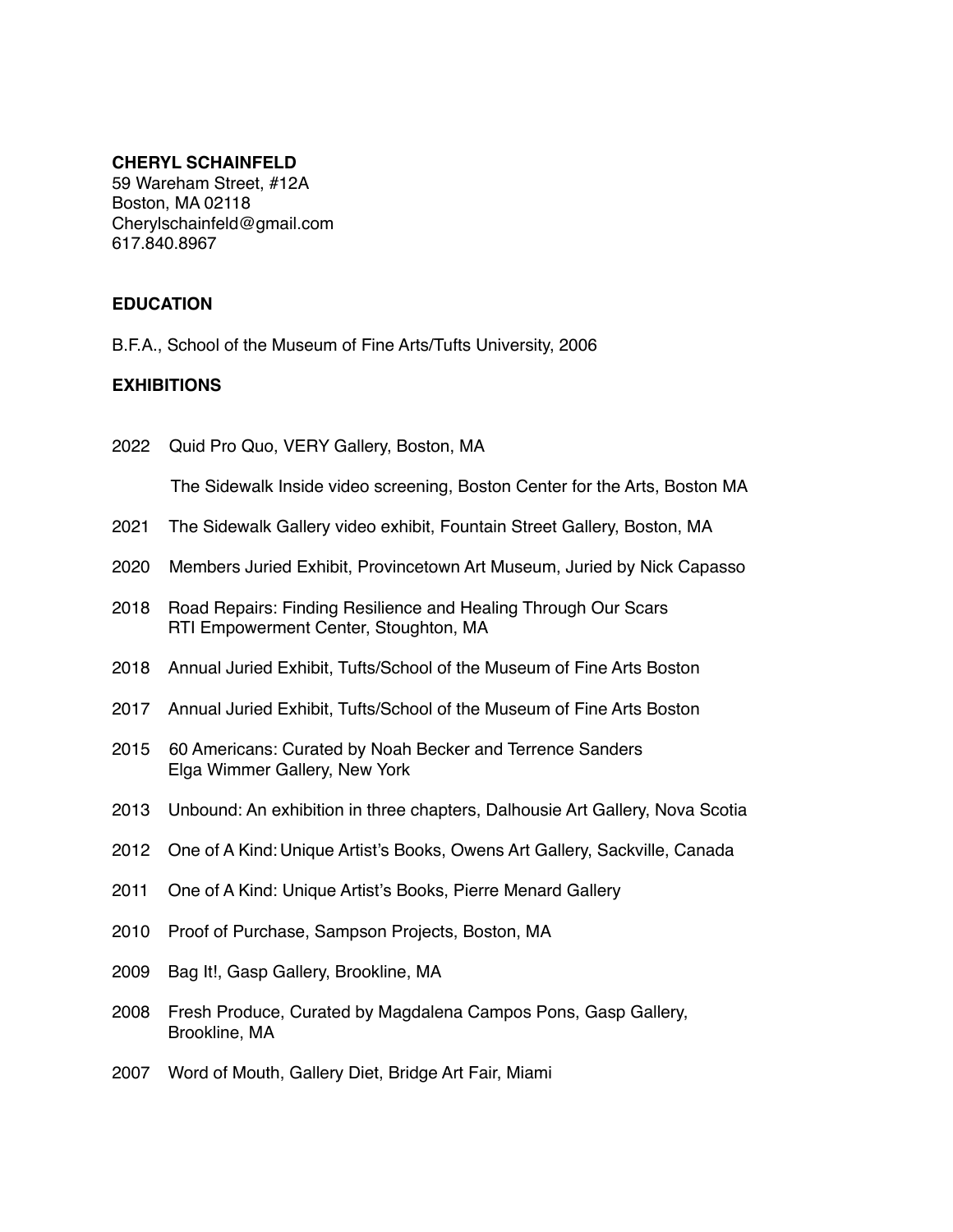**CHERYL SCHAINFELD**
59 Wareham Street, #12A
Boston, MA 02118
Cherylschainfeld@gmail.com
617.840.8967

## EDUCATION

B.F.A., School of the Museum of Fine Arts/Tufts University, 2006

## EXHIBITIONS

2022 Quid Pro Quo, VERY Gallery, Boston, MA

The Sidewalk Inside video screening, Boston Center for the Arts, Boston MA

2021 The Sidewalk Gallery video exhibit, Fountain Street Gallery, Boston, MA

2020 Members Juried Exhibit, Provincetown Art Museum, Juried by Nick Capasso

2018 Road Repairs: Finding Resilience and Healing Through Our Scars
RTI Empowerment Center, Stoughton, MA

2018 Annual Juried Exhibit, Tufts/School of the Museum of Fine Arts Boston

2017 Annual Juried Exhibit, Tufts/School of the Museum of Fine Arts Boston

2015 60 Americans: Curated by Noah Becker and Terrence Sanders
Elga Wimmer Gallery, New York

2013 Unbound: An exhibition in three chapters, Dalhousie Art Gallery, Nova Scotia

2012 One of A Kind: Unique Artist's Books, Owens Art Gallery, Sackville, Canada

2011 One of A Kind: Unique Artist's Books, Pierre Menard Gallery

2010 Proof of Purchase, Sampson Projects, Boston, MA

2009 Bag It!, Gasp Gallery, Brookline, MA

2008 Fresh Produce, Curated by Magdalena Campos Pons, Gasp Gallery, Brookline, MA

2007 Word of Mouth, Gallery Diet, Bridge Art Fair, Miami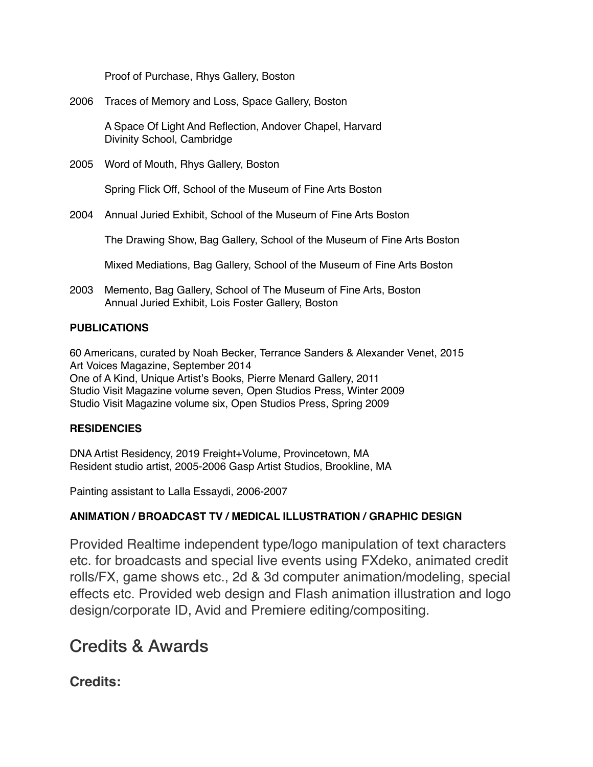Proof of Purchase, Rhys Gallery, Boston

2006 Traces of Memory and Loss, Space Gallery, Boston

A Space Of Light And Reflection, Andover Chapel, Harvard Divinity School, Cambridge

2005 Word of Mouth, Rhys Gallery, Boston

Spring Flick Off, School of the Museum of Fine Arts Boston

2004 Annual Juried Exhibit, School of the Museum of Fine Arts Boston

The Drawing Show, Bag Gallery, School of the Museum of Fine Arts Boston

Mixed Mediations, Bag Gallery, School of the Museum of Fine Arts Boston

2003 Memento, Bag Gallery, School of The Museum of Fine Arts, Boston
Annual Juried Exhibit, Lois Foster Gallery, Boston

**PUBLICATIONS**

60 Americans, curated by Noah Becker, Terrance Sanders & Alexander Venet, 2015
Art Voices Magazine, September 2014
One of A Kind, Unique Artist's Books, Pierre Menard Gallery, 2011
Studio Visit Magazine volume seven, Open Studios Press, Winter 2009
Studio Visit Magazine volume six, Open Studios Press, Spring 2009

**RESIDENCIES**

DNA Artist Residency, 2019 Freight+Volume, Provincetown, MA
Resident studio artist, 2005-2006 Gasp Artist Studios, Brookline, MA

Painting assistant to Lalla Essaydi, 2006-2007

**ANIMATION / BROADCAST TV / MEDICAL ILLUSTRATION / GRAPHIC DESIGN**

Provided Realtime independent type/logo manipulation of text characters etc. for broadcasts and special live events using FXdeko, animated credit rolls/FX, game shows etc., 2d & 3d computer animation/modeling, special effects etc. Provided web design and Flash animation illustration and logo design/corporate ID, Avid and Premiere editing/compositing.

## Credits & Awards

### Credits: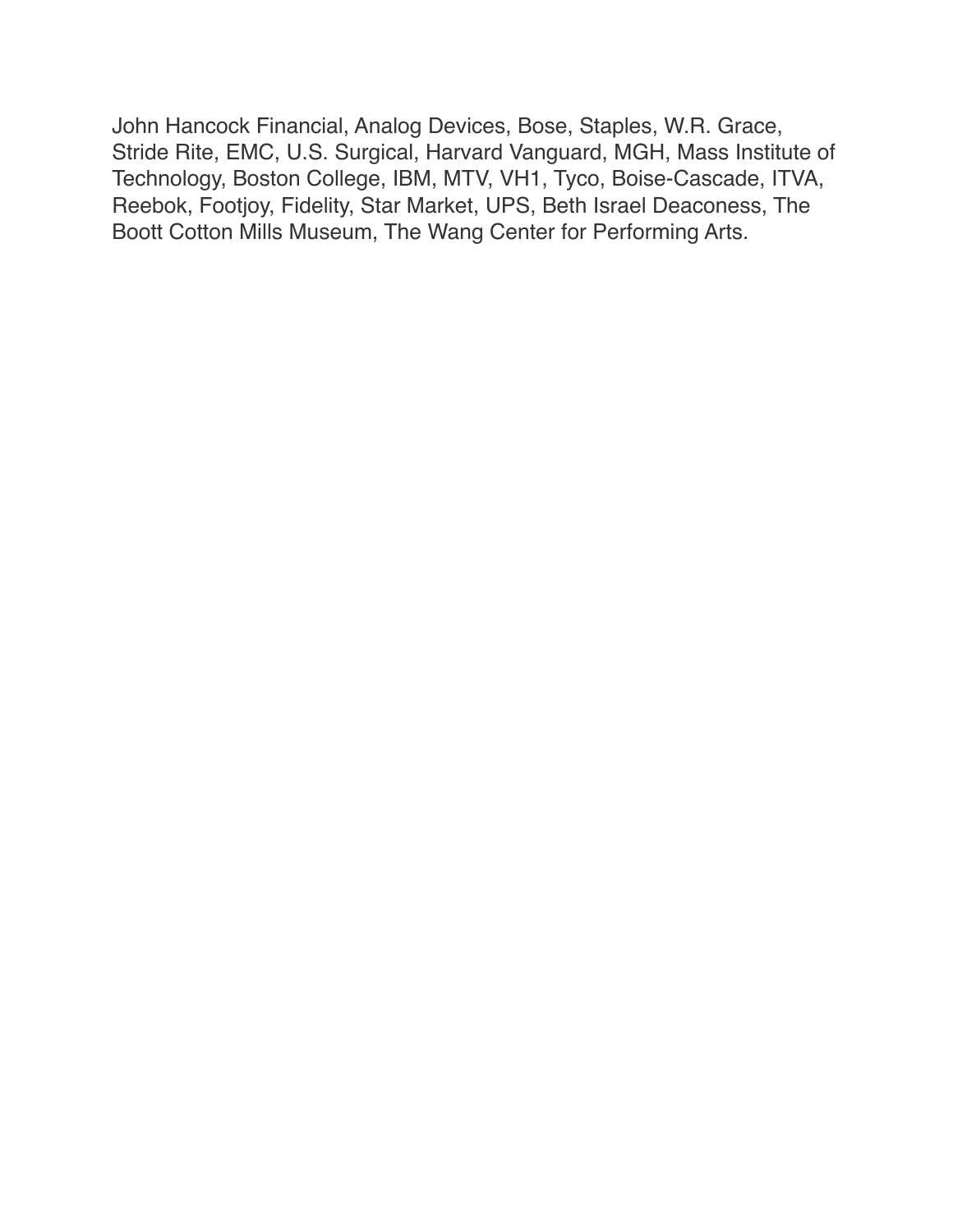John Hancock Financial, Analog Devices, Bose, Staples, W.R. Grace, Stride Rite, EMC, U.S. Surgical, Harvard Vanguard, MGH, Mass Institute of Technology, Boston College, IBM, MTV, VH1, Tyco, Boise-Cascade, ITVA, Reebok, Footjoy, Fidelity, Star Market, UPS, Beth Israel Deaconess, The Boott Cotton Mills Museum, The Wang Center for Performing Arts.